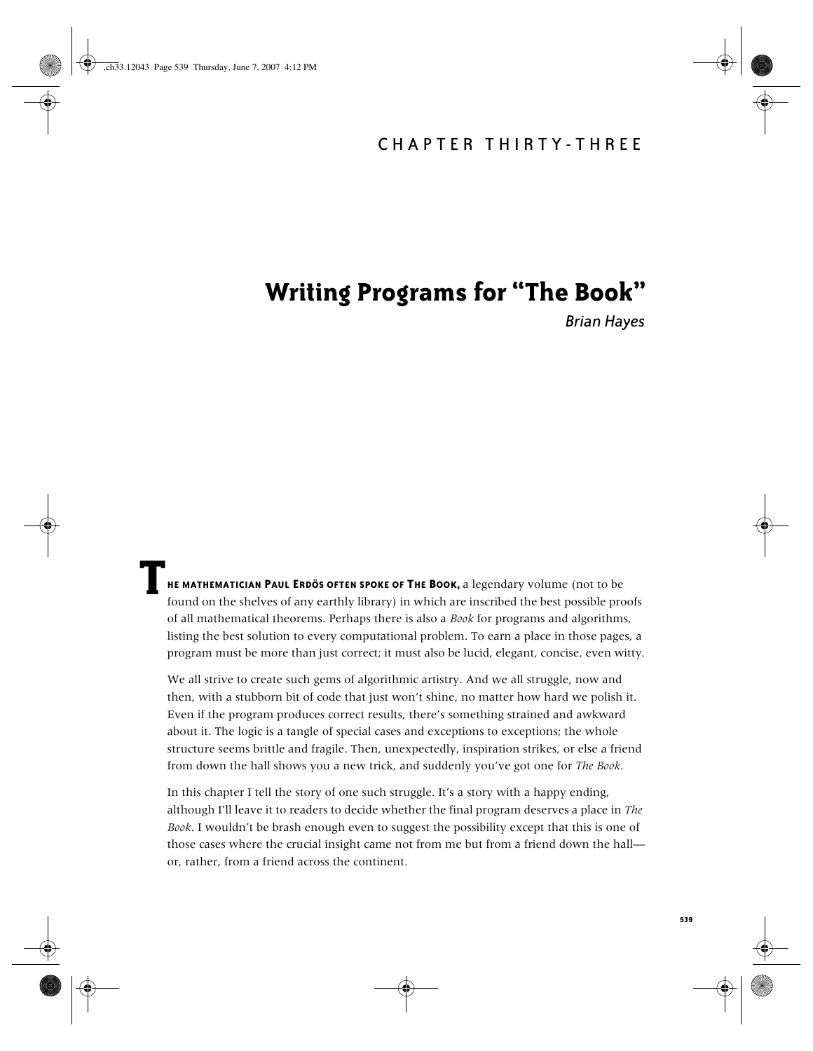CHAPTER THIRTY-THREE

# Writing Programs for "The Book"

*Brian Hayes*

**The mathematician Paul Erdös often spoke of The Book,** a legendary volume (not to be found on the shelves of any earthly library) in which are inscribed the best possible proofs of all mathematical theorems. Perhaps there is also a *Book* for programs and algorithms, listing the best solution to every computational problem. To earn a place in those pages, a program must be more than just correct; it must also be lucid, elegant, concise, even witty.

We all strive to create such gems of algorithmic artistry. And we all struggle, now and then, with a stubborn bit of code that just won't shine, no matter how hard we polish it. Even if the program produces correct results, there's something strained and awkward about it. The logic is a tangle of special cases and exceptions to exceptions; the whole structure seems brittle and fragile. Then, unexpectedly, inspiration strikes, or else a friend from down the hall shows you a new trick, and suddenly you've got one for *The Book*.

In this chapter I tell the story of one such struggle. It's a story with a happy ending, although I'll leave it to readers to decide whether the final program deserves a place in *The Book*. I wouldn't be brash enough even to suggest the possibility except that this is one of those cases where the crucial insight came not from me but from a friend down the hall—or, rather, from a friend across the continent.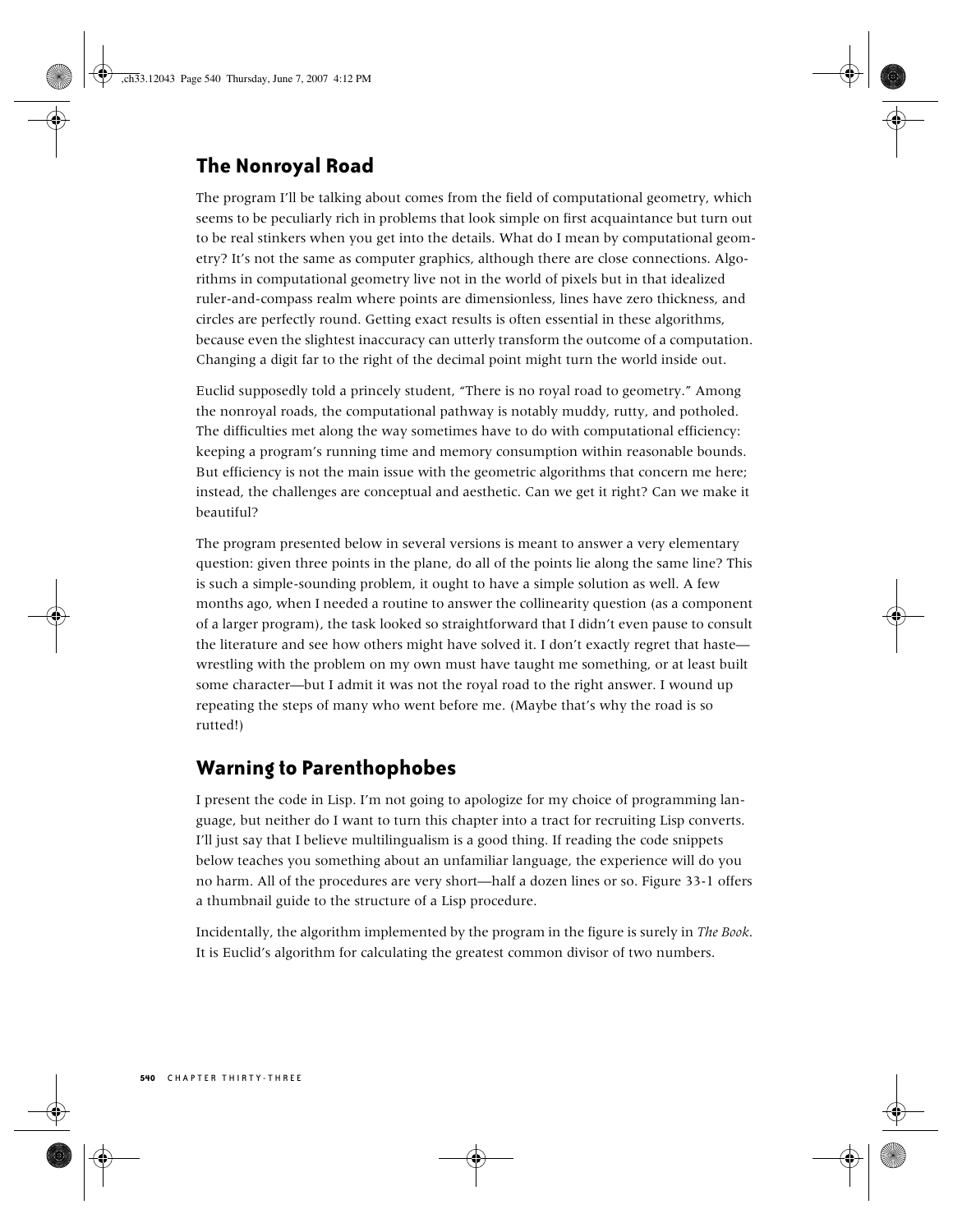## The Nonroyal Road

The program I'll be talking about comes from the field of computational geometry, which seems to be peculiarly rich in problems that look simple on first acquaintance but turn out to be real stinkers when you get into the details. What do I mean by computational geometry? It's not the same as computer graphics, although there are close connections. Algorithms in computational geometry live not in the world of pixels but in that idealized ruler-and-compass realm where points are dimensionless, lines have zero thickness, and circles are perfectly round. Getting exact results is often essential in these algorithms, because even the slightest inaccuracy can utterly transform the outcome of a computation. Changing a digit far to the right of the decimal point might turn the world inside out.

Euclid supposedly told a princely student, "There is no royal road to geometry." Among the nonroyal roads, the computational pathway is notably muddy, rutty, and potholed. The difficulties met along the way sometimes have to do with computational efficiency: keeping a program's running time and memory consumption within reasonable bounds. But efficiency is not the main issue with the geometric algorithms that concern me here; instead, the challenges are conceptual and aesthetic. Can we get it right? Can we make it beautiful?

The program presented below in several versions is meant to answer a very elementary question: given three points in the plane, do all of the points lie along the same line? This is such a simple-sounding problem, it ought to have a simple solution as well. A few months ago, when I needed a routine to answer the collinearity question (as a component of a larger program), the task looked so straightforward that I didn't even pause to consult the literature and see how others might have solved it. I don't exactly regret that haste—wrestling with the problem on my own must have taught me something, or at least built some character—but I admit it was not the royal road to the right answer. I wound up repeating the steps of many who went before me. (Maybe that's why the road is so rutted!)

## Warning to Parenthophobes

I present the code in Lisp. I'm not going to apologize for my choice of programming language, but neither do I want to turn this chapter into a tract for recruiting Lisp converts. I'll just say that I believe multilingualism is a good thing. If reading the code snippets below teaches you something about an unfamiliar language, the experience will do you no harm. All of the procedures are very short—half a dozen lines or so. Figure 33-1 offers a thumbnail guide to the structure of a Lisp procedure.

Incidentally, the algorithm implemented by the program in the figure is surely in *The Book*. It is Euclid's algorithm for calculating the greatest common divisor of two numbers.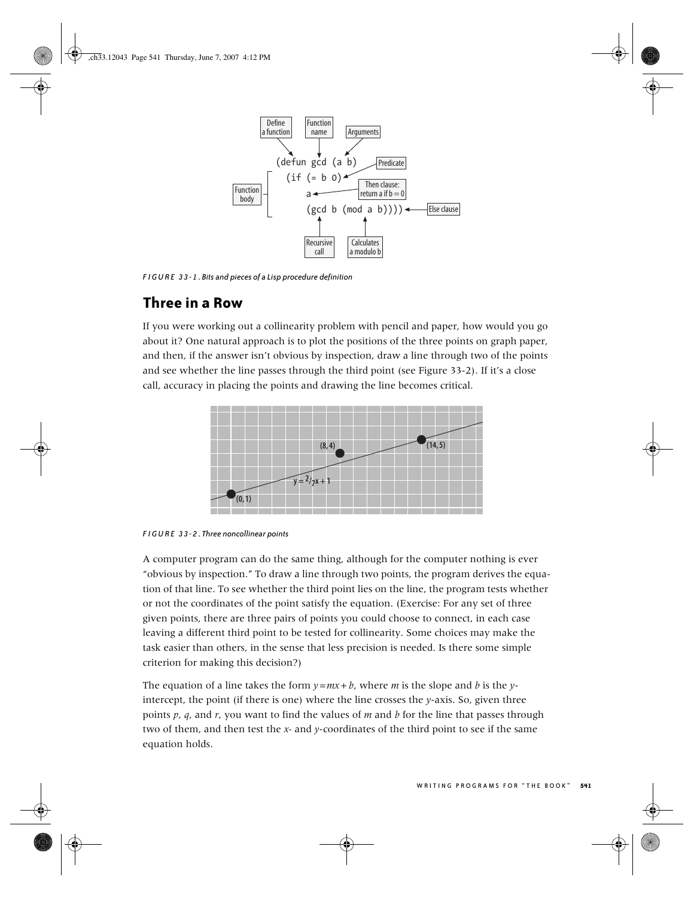Define a function

Function name

Arguments

Predicate

Function body

Then clause: return a if b = 0

Else clause

Recursive call

Calculates a modulo b

```
(defun gcd (a b)
  (if (= b 0)
    a
    (gcd b (mod a b))))
```

*FIGURE 33-1. Bits and pieces of a Lisp procedure definition*

## Three in a Row

If you were working out a collinearity problem with pencil and paper, how would you go about it? One natural approach is to plot the positions of the three points on graph paper, and then, if the answer isn't obvious by inspection, draw a line through two of the points and see whether the line passes through the third point (see Figure 33-2). If it's a close call, accuracy in placing the points and drawing the line becomes critical.

(8, 4)

(14, 5)

$y = {}^{2}/_{7}x + 1$

(0, 1)

*FIGURE 33-2. Three noncollinear points*

A computer program can do the same thing, although for the computer nothing is ever "obvious by inspection." To draw a line through two points, the program derives the equation of that line. To see whether the third point lies on the line, the program tests whether or not the coordinates of the point satisfy the equation. (Exercise: For any set of three given points, there are three pairs of points you could choose to connect, in each case leaving a different third point to be tested for collinearity. Some choices may make the task easier than others, in the sense that less precision is needed. Is there some simple criterion for making this decision?)

The equation of a line takes the form $y = mx + b$, where $m$ is the slope and $b$ is the $y$-intercept, the point (if there is one) where the line crosses the $y$-axis. So, given three points $p$, $q$, and $r$, you want to find the values of $m$ and $b$ for the line that passes through two of them, and then test the $x$- and $y$-coordinates of the third point to see if the same equation holds.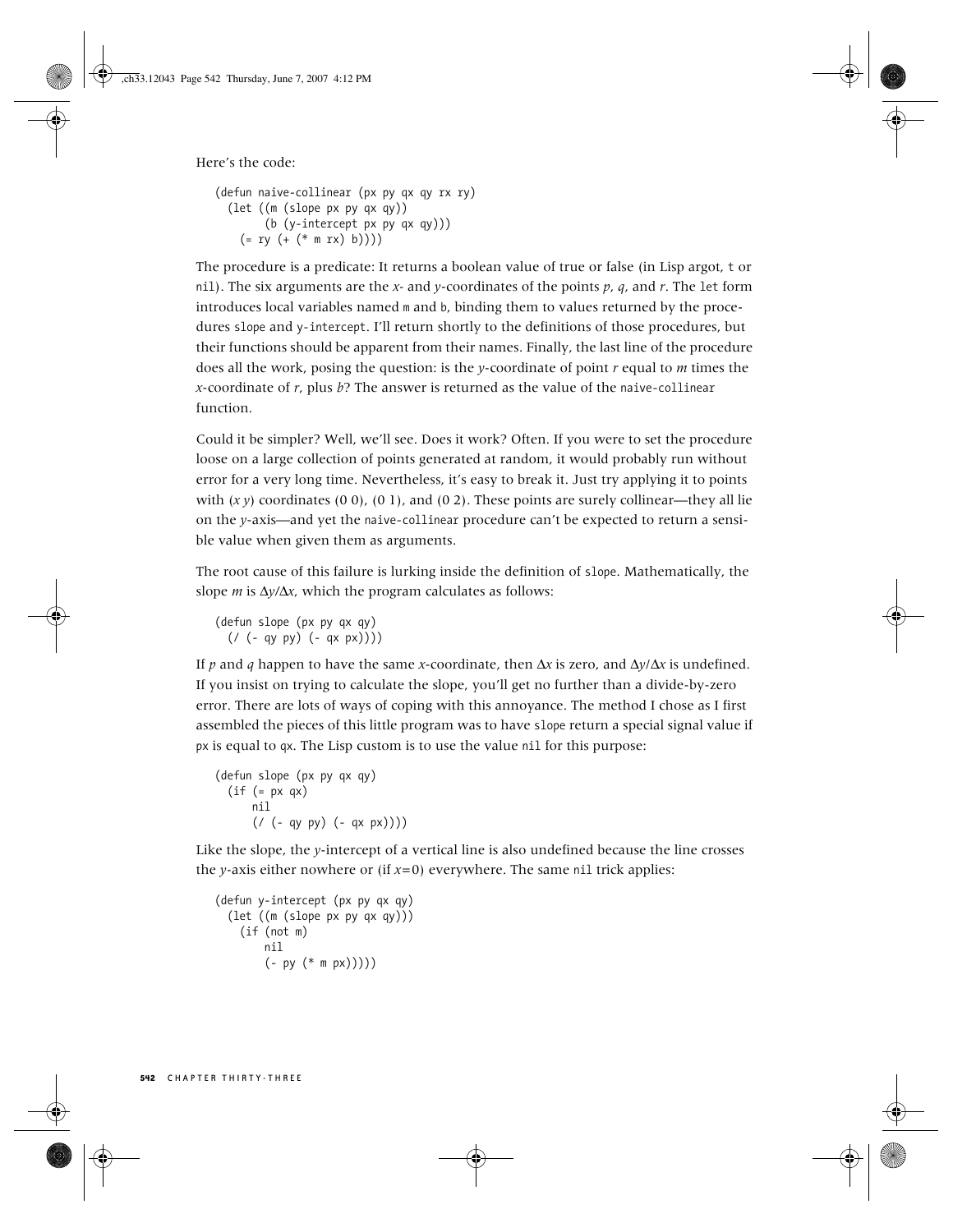Here's the code:

```
(defun naive-collinear (px py qx qy rx ry)
  (let ((m (slope px py qx qy))
        (b (y-intercept px py qx qy)))
    (= ry (+ (* m rx) b))))
```

The procedure is a predicate: It returns a boolean value of true or false (in Lisp argot, `t` or `nil`). The six arguments are the *x*- and *y*-coordinates of the points *p*, *q*, and *r*. The `let` form introduces local variables named `m` and `b`, binding them to values returned by the procedures `slope` and `y-intercept`. I'll return shortly to the definitions of those procedures, but their functions should be apparent from their names. Finally, the last line of the procedure does all the work, posing the question: is the *y*-coordinate of point *r* equal to *m* times the *x*-coordinate of *r*, plus *b*? The answer is returned as the value of the `naive-collinear` function.

Could it be simpler? Well, we'll see. Does it work? Often. If you were to set the procedure loose on a large collection of points generated at random, it would probably run without error for a very long time. Nevertheless, it's easy to break it. Just try applying it to points with (*x y*) coordinates (0 0), (0 1), and (0 2). These points are surely collinear—they all lie on the *y*-axis—and yet the `naive-collinear` procedure can't be expected to return a sensible value when given them as arguments.

The root cause of this failure is lurking inside the definition of `slope`. Mathematically, the slope *m* is $\Delta y/\Delta x$, which the program calculates as follows:

```
(defun slope (px py qx qy)
  (/ (- qy py) (- qx px)))
```

If *p* and *q* happen to have the same *x*-coordinate, then $\Delta x$ is zero, and $\Delta y/\Delta x$ is undefined. If you insist on trying to calculate the slope, you'll get no further than a divide-by-zero error. There are lots of ways of coping with this annoyance. The method I chose as I first assembled the pieces of this little program was to have `slope` return a special signal value if `px` is equal to `qx`. The Lisp custom is to use the value `nil` for this purpose:

```
(defun slope (px py qx qy)
  (if (= px qx)
      nil
      (/ (- qy py) (- qx px))))
```

Like the slope, the *y*-intercept of a vertical line is also undefined because the line crosses the *y*-axis either nowhere or (if $x=0$) everywhere. The same `nil` trick applies:

```
(defun y-intercept (px py qx qy)
  (let ((m (slope px py qx qy)))
    (if (not m)
        nil
        (- py (* m px)))))
```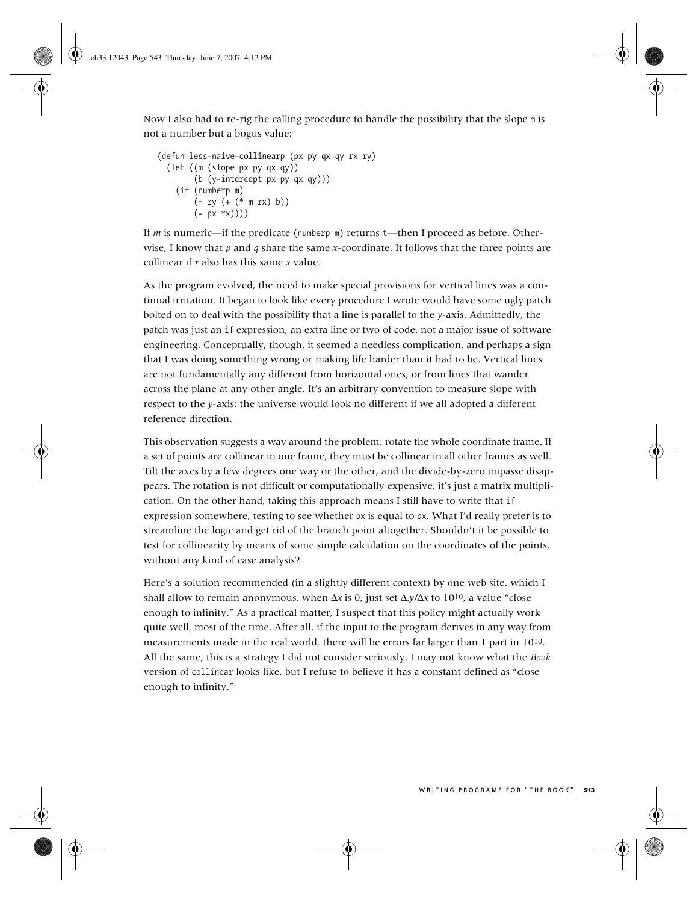Now I also had to re-rig the calling procedure to handle the possibility that the slope `m` is not a number but a bogus value:

```
(defun less-naive-collinearp (px py qx qy rx ry)
  (let ((m (slope px py qx qy))
        (b (y-intercept px py qx qy)))
    (if (numberp m)
        (= ry (+ (* m rx) b))
        (= px rx))))
```

If *m* is numeric—if the predicate `(numberp m)` returns `t`—then I proceed as before. Otherwise, I know that *p* and *q* share the same *x*-coordinate. It follows that the three points are collinear if *r* also has this same *x* value.

As the program evolved, the need to make special provisions for vertical lines was a continual irritation. It began to look like every procedure I wrote would have some ugly patch bolted on to deal with the possibility that a line is parallel to the *y*-axis. Admittedly, the patch was just an `if` expression, an extra line or two of code, not a major issue of software engineering. Conceptually, though, it seemed a needless complication, and perhaps a sign that I was doing something wrong or making life harder than it had to be. Vertical lines are not fundamentally any different from horizontal ones, or from lines that wander across the plane at any other angle. It's an arbitrary convention to measure slope with respect to the *y*-axis; the universe would look no different if we all adopted a different reference direction.

This observation suggests a way around the problem: rotate the whole coordinate frame. If a set of points are collinear in one frame, they must be collinear in all other frames as well. Tilt the axes by a few degrees one way or the other, and the divide-by-zero impasse disappears. The rotation is not difficult or computationally expensive; it's just a matrix multiplication. On the other hand, taking this approach means I still have to write that `if` expression somewhere, testing to see whether `px` is equal to `qx`. What I'd really prefer is to streamline the logic and get rid of the branch point altogether. Shouldn't it be possible to test for collinearity by means of some simple calculation on the coordinates of the points, without any kind of case analysis?

Here's a solution recommended (in a slightly different context) by one web site, which I shall allow to remain anonymous: when $\Delta x$ is 0, just set $\Delta y/\Delta x$ to $10^{10}$, a value "close enough to infinity." As a practical matter, I suspect that this policy might actually work quite well, most of the time. After all, if the input to the program derives in any way from measurements made in the real world, there will be errors far larger than 1 part in $10^{10}$. All the same, this is a strategy I did not consider seriously. I may not know what the *Book* version of `collinear` looks like, but I refuse to believe it has a constant defined as "close enough to infinity."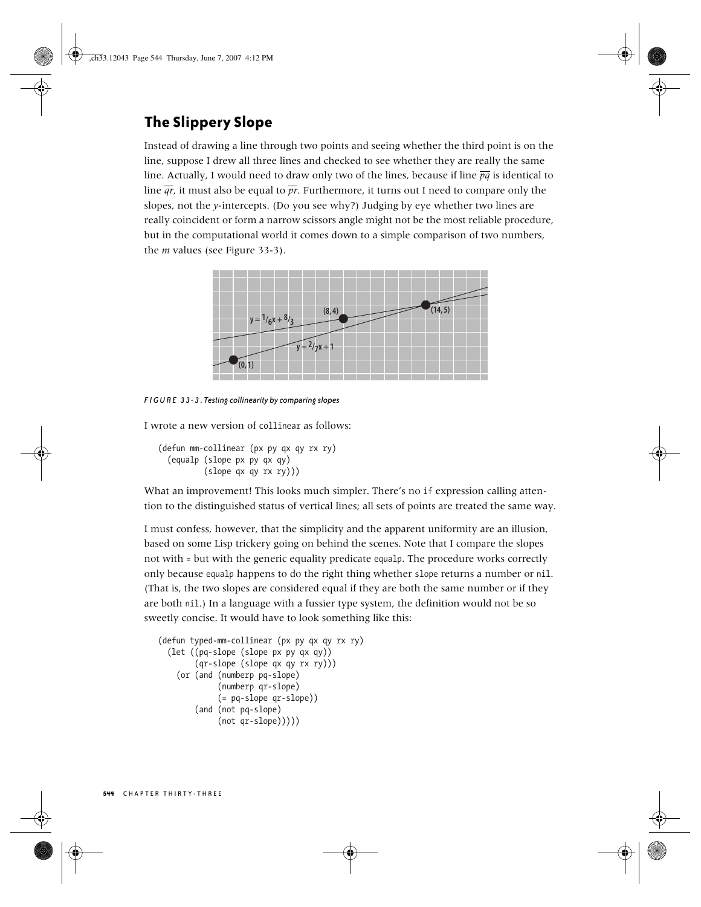## The Slippery Slope

Instead of drawing a line through two points and seeing whether the third point is on the line, suppose I drew all three lines and checked to see whether they are really the same line. Actually, I would need to draw only two of the lines, because if line $\overline{pq}$ is identical to line $\overline{qr}$, it must also be equal to $\overline{pr}$. Furthermore, it turns out I need to compare only the slopes, not the *y*-intercepts. (Do you see why?) Judging by eye whether two lines are really coincident or form a narrow scissors angle might not be the most reliable procedure, but in the computational world it comes down to a simple comparison of two numbers, the *m* values (see Figure 33-3).

*FIGURE 33-3. Testing collinearity by comparing slopes*

I wrote a new version of `collinear` as follows:

```
(defun mm-collinear (px py qx qy rx ry)
  (equalp (slope px py qx qy)
          (slope qx qy rx ry)))
```

What an improvement! This looks much simpler. There's no `if` expression calling attention to the distinguished status of vertical lines; all sets of points are treated the same way.

I must confess, however, that the simplicity and the apparent uniformity are an illusion, based on some Lisp trickery going on behind the scenes. Note that I compare the slopes not with `=` but with the generic equality predicate `equalp`. The procedure works correctly only because `equalp` happens to do the right thing whether `slope` returns a number or `nil`. (That is, the two slopes are considered equal if they are both the same number or if they are both `nil`.) In a language with a fussier type system, the definition would not be so sweetly concise. It would have to look something like this:

```
(defun typed-mm-collinear (px py qx qy rx ry)
  (let ((pq-slope (slope px py qx qy))
        (qr-slope (slope qx qy rx ry)))
    (or (and (numberp pq-slope)
             (numberp qr-slope)
             (= pq-slope qr-slope))
        (and (not pq-slope)
             (not qr-slope)))))
```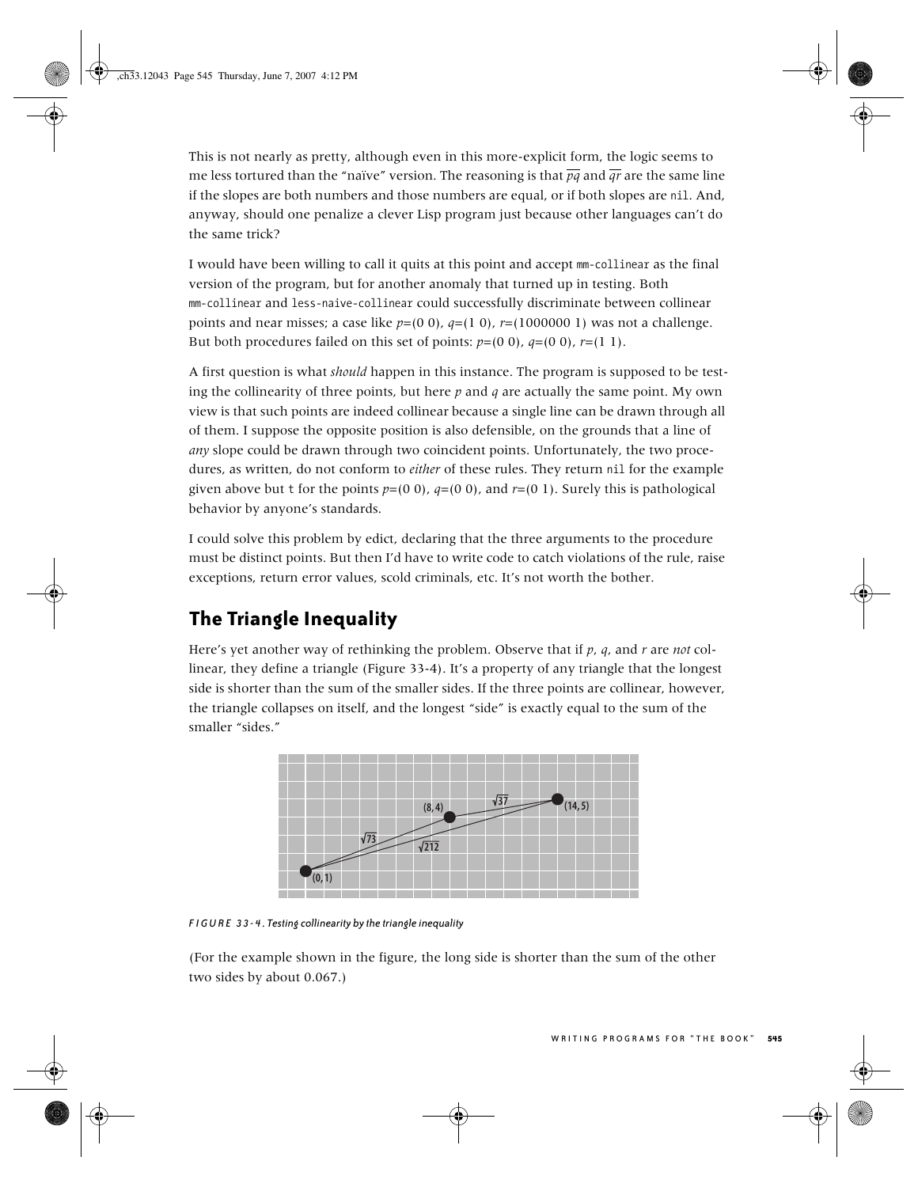This is not nearly as pretty, although even in this more-explicit form, the logic seems to me less tortured than the "naïve" version. The reasoning is that $\overline{pq}$ and $\overline{qr}$ are the same line if the slopes are both numbers and those numbers are equal, or if both slopes are `nil`. And, anyway, should one penalize a clever Lisp program just because other languages can't do the same trick?

I would have been willing to call it quits at this point and accept `mm-collinear` as the final version of the program, but for another anomaly that turned up in testing. Both `mm-collinear` and `less-naive-collinear` could successfully discriminate between collinear points and near misses; a case like *p*=(0 0), *q*=(1 0), *r*=(1000000 1) was not a challenge. But both procedures failed on this set of points: *p*=(0 0), *q*=(0 0), *r*=(1 1).

A first question is what *should* happen in this instance. The program is supposed to be testing the collinearity of three points, but here *p* and *q* are actually the same point. My own view is that such points are indeed collinear because a single line can be drawn through all of them. I suppose the opposite position is also defensible, on the grounds that a line of *any* slope could be drawn through two coincident points. Unfortunately, the two procedures, as written, do not conform to *either* of these rules. They return `nil` for the example given above but `t` for the points *p*=(0 0), *q*=(0 0), and *r*=(0 1). Surely this is pathological behavior by anyone's standards.

I could solve this problem by edict, declaring that the three arguments to the procedure must be distinct points. But then I'd have to write code to catch violations of the rule, raise exceptions, return error values, scold criminals, etc. It's not worth the bother.

## The Triangle Inequality

Here's yet another way of rethinking the problem. Observe that if *p*, *q*, and *r* are *not* collinear, they define a triangle (Figure 33-4). It's a property of any triangle that the longest side is shorter than the sum of the smaller sides. If the three points are collinear, however, the triangle collapses on itself, and the longest "side" is exactly equal to the sum of the smaller "sides."

(8, 4)

$\sqrt{37}$

(14, 5)

$\sqrt{73}$

$\sqrt{212}$

(0, 1)

*FIGURE 33-4. Testing collinearity by the triangle inequality*

(For the example shown in the figure, the long side is shorter than the sum of the other two sides by about 0.067.)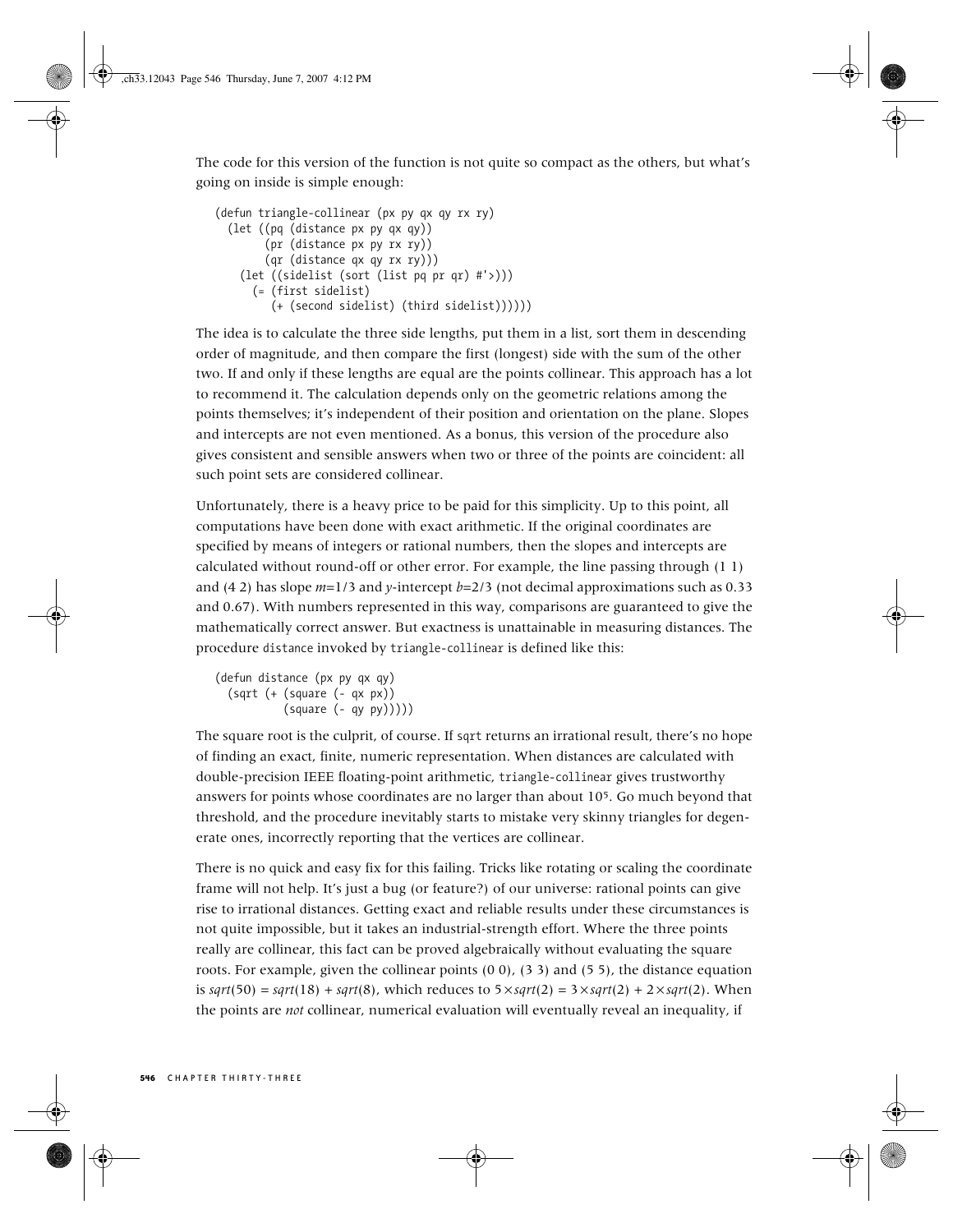The code for this version of the function is not quite so compact as the others, but what's going on inside is simple enough:

```
(defun triangle-collinear (px py qx qy rx ry)
  (let ((pq (distance px py qx qy))
        (pr (distance px py rx ry))
        (qr (distance qx qy rx ry)))
    (let ((sidelist (sort (list pq pr qr) #'>)))
      (= (first sidelist)
         (+ (second sidelist) (third sidelist))))))
```

The idea is to calculate the three side lengths, put them in a list, sort them in descending order of magnitude, and then compare the first (longest) side with the sum of the other two. If and only if these lengths are equal are the points collinear. This approach has a lot to recommend it. The calculation depends only on the geometric relations among the points themselves; it's independent of their position and orientation on the plane. Slopes and intercepts are not even mentioned. As a bonus, this version of the procedure also gives consistent and sensible answers when two or three of the points are coincident: all such point sets are considered collinear.

Unfortunately, there is a heavy price to be paid for this simplicity. Up to this point, all computations have been done with exact arithmetic. If the original coordinates are specified by means of integers or rational numbers, then the slopes and intercepts are calculated without round-off or other error. For example, the line passing through (1 1) and (4 2) has slope $m$=1/3 and $y$-intercept $b$=2/3 (not decimal approximations such as 0.33 and 0.67). With numbers represented in this way, comparisons are guaranteed to give the mathematically correct answer. But exactness is unattainable in measuring distances. The procedure `distance` invoked by `triangle-collinear` is defined like this:

```
(defun distance (px py qx qy)
  (sqrt (+ (square (- qx px))
           (square (- qy py)))))
```

The square root is the culprit, of course. If `sqrt` returns an irrational result, there's no hope of finding an exact, finite, numeric representation. When distances are calculated with double-precision IEEE floating-point arithmetic, `triangle-collinear` gives trustworthy answers for points whose coordinates are no larger than about $10^5$. Go much beyond that threshold, and the procedure inevitably starts to mistake very skinny triangles for degenerate ones, incorrectly reporting that the vertices are collinear.

There is no quick and easy fix for this failing. Tricks like rotating or scaling the coordinate frame will not help. It's just a bug (or feature?) of our universe: rational points can give rise to irrational distances. Getting exact and reliable results under these circumstances is not quite impossible, but it takes an industrial-strength effort. Where the three points really are collinear, this fact can be proved algebraically without evaluating the square roots. For example, given the collinear points (0 0), (3 3) and (5 5), the distance equation is $sqrt(50) = sqrt(18) + sqrt(8)$, which reduces to $5 \times sqrt(2) = 3 \times sqrt(2) + 2 \times sqrt(2)$. When the points are *not* collinear, numerical evaluation will eventually reveal an inequality, if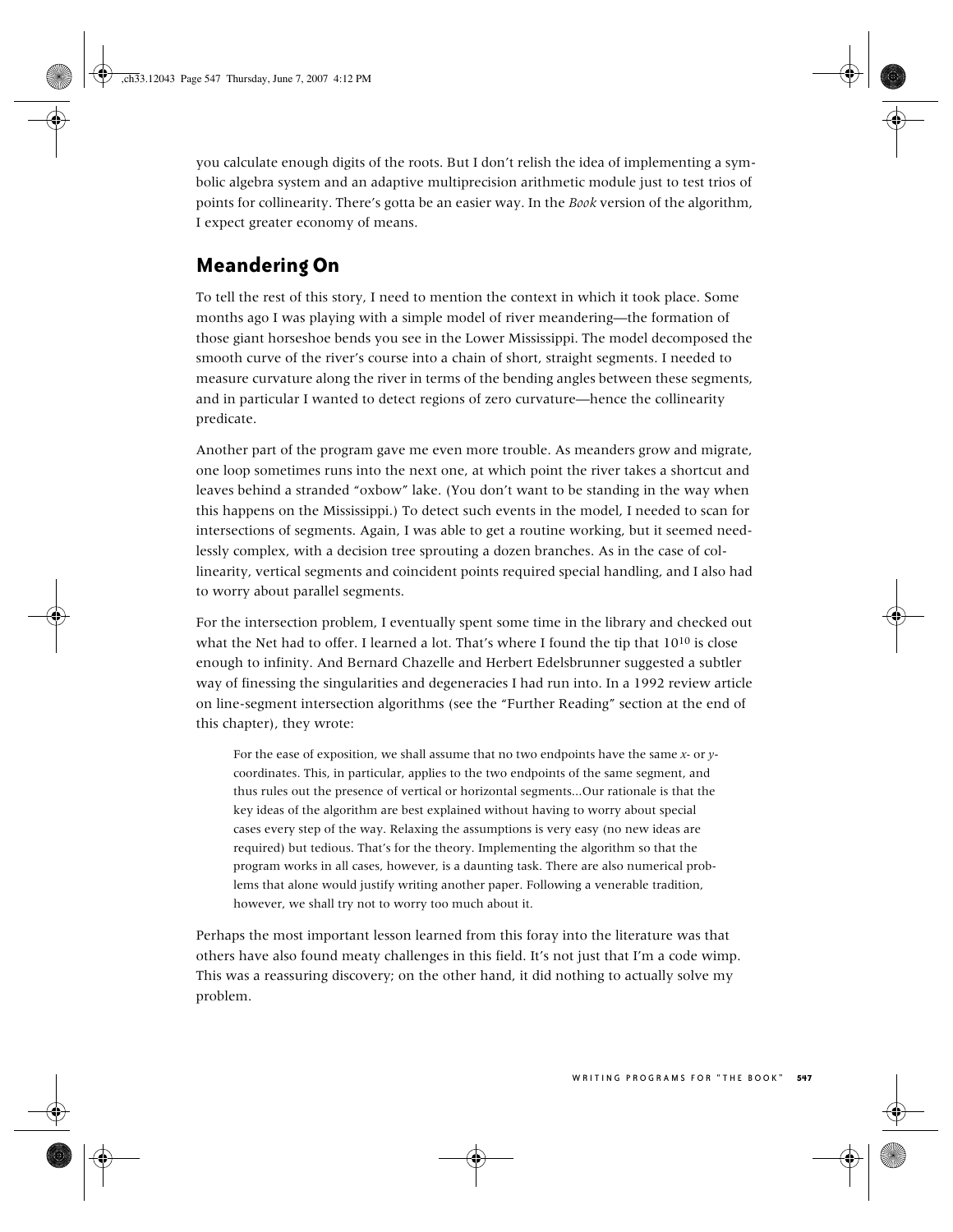you calculate enough digits of the roots. But I don't relish the idea of implementing a symbolic algebra system and an adaptive multiprecision arithmetic module just to test trios of points for collinearity. There's gotta be an easier way. In the *Book* version of the algorithm, I expect greater economy of means.

## Meandering On

To tell the rest of this story, I need to mention the context in which it took place. Some months ago I was playing with a simple model of river meandering—the formation of those giant horseshoe bends you see in the Lower Mississippi. The model decomposed the smooth curve of the river's course into a chain of short, straight segments. I needed to measure curvature along the river in terms of the bending angles between these segments, and in particular I wanted to detect regions of zero curvature—hence the collinearity predicate.

Another part of the program gave me even more trouble. As meanders grow and migrate, one loop sometimes runs into the next one, at which point the river takes a shortcut and leaves behind a stranded "oxbow" lake. (You don't want to be standing in the way when this happens on the Mississippi.) To detect such events in the model, I needed to scan for intersections of segments. Again, I was able to get a routine working, but it seemed needlessly complex, with a decision tree sprouting a dozen branches. As in the case of collinearity, vertical segments and coincident points required special handling, and I also had to worry about parallel segments.

For the intersection problem, I eventually spent some time in the library and checked out what the Net had to offer. I learned a lot. That's where I found the tip that $10^{10}$ is close enough to infinity. And Bernard Chazelle and Herbert Edelsbrunner suggested a subtler way of finessing the singularities and degeneracies I had run into. In a 1992 review article on line-segment intersection algorithms (see the "Further Reading" section at the end of this chapter), they wrote:

> For the ease of exposition, we shall assume that no two endpoints have the same *x*- or *y*-coordinates. This, in particular, applies to the two endpoints of the same segment, and thus rules out the presence of vertical or horizontal segments...Our rationale is that the key ideas of the algorithm are best explained without having to worry about special cases every step of the way. Relaxing the assumptions is very easy (no new ideas are required) but tedious. That's for the theory. Implementing the algorithm so that the program works in all cases, however, is a daunting task. There are also numerical problems that alone would justify writing another paper. Following a venerable tradition, however, we shall try not to worry too much about it.

Perhaps the most important lesson learned from this foray into the literature was that others have also found meaty challenges in this field. It's not just that I'm a code wimp. This was a reassuring discovery; on the other hand, it did nothing to actually solve my problem.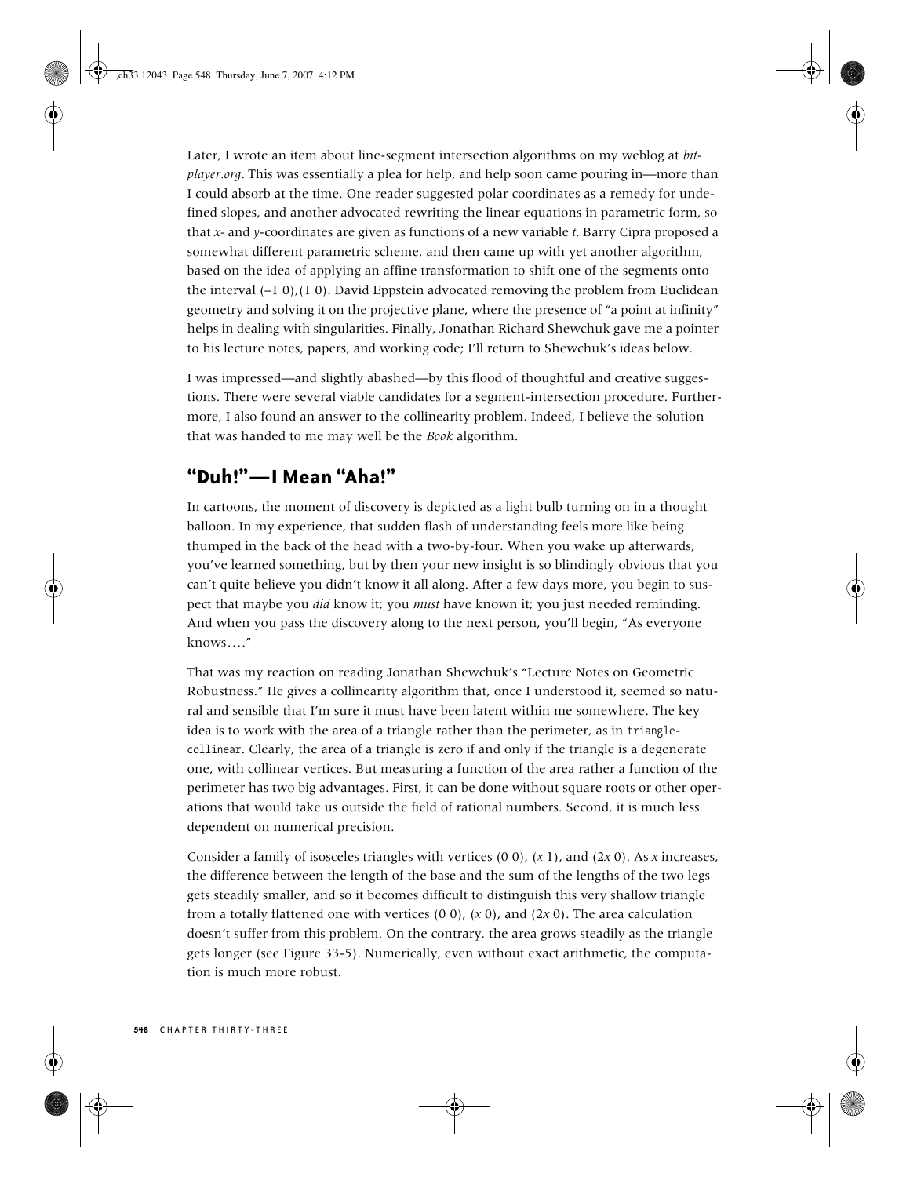Later, I wrote an item about line-segment intersection algorithms on my weblog at *bit-player.org*. This was essentially a plea for help, and help soon came pouring in—more than I could absorb at the time. One reader suggested polar coordinates as a remedy for undefined slopes, and another advocated rewriting the linear equations in parametric form, so that *x*- and *y*-coordinates are given as functions of a new variable *t*. Barry Cipra proposed a somewhat different parametric scheme, and then came up with yet another algorithm, based on the idea of applying an affine transformation to shift one of the segments onto the interval (–1 0),(1 0). David Eppstein advocated removing the problem from Euclidean geometry and solving it on the projective plane, where the presence of "a point at infinity" helps in dealing with singularities. Finally, Jonathan Richard Shewchuk gave me a pointer to his lecture notes, papers, and working code; I'll return to Shewchuk's ideas below.

I was impressed—and slightly abashed—by this flood of thoughtful and creative suggestions. There were several viable candidates for a segment-intersection procedure. Furthermore, I also found an answer to the collinearity problem. Indeed, I believe the solution that was handed to me may well be the *Book* algorithm.

## "Duh!"—I Mean "Aha!"

In cartoons, the moment of discovery is depicted as a light bulb turning on in a thought balloon. In my experience, that sudden flash of understanding feels more like being thumped in the back of the head with a two-by-four. When you wake up afterwards, you've learned something, but by then your new insight is so blindingly obvious that you can't quite believe you didn't know it all along. After a few days more, you begin to suspect that maybe you *did* know it; you *must* have known it; you just needed reminding. And when you pass the discovery along to the next person, you'll begin, "As everyone knows…."

That was my reaction on reading Jonathan Shewchuk's "Lecture Notes on Geometric Robustness." He gives a collinearity algorithm that, once I understood it, seemed so natural and sensible that I'm sure it must have been latent within me somewhere. The key idea is to work with the area of a triangle rather than the perimeter, as in `triangle-collinear`. Clearly, the area of a triangle is zero if and only if the triangle is a degenerate one, with collinear vertices. But measuring a function of the area rather a function of the perimeter has two big advantages. First, it can be done without square roots or other operations that would take us outside the field of rational numbers. Second, it is much less dependent on numerical precision.

Consider a family of isosceles triangles with vertices (0 0), (*x* 1), and (2*x* 0). As *x* increases, the difference between the length of the base and the sum of the lengths of the two legs gets steadily smaller, and so it becomes difficult to distinguish this very shallow triangle from a totally flattened one with vertices (0 0), (*x* 0), and (2*x* 0). The area calculation doesn't suffer from this problem. On the contrary, the area grows steadily as the triangle gets longer (see Figure 33-5). Numerically, even without exact arithmetic, the computation is much more robust.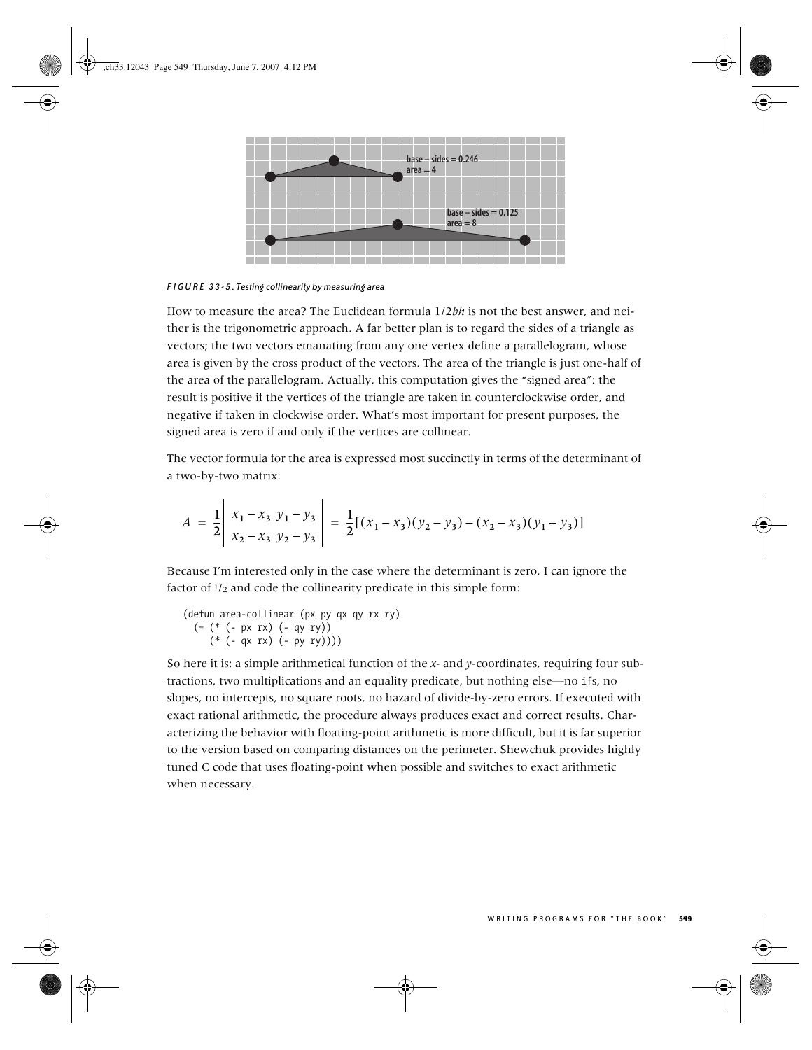FIGURE 33-5. Testing collinearity by measuring area

How to measure the area? The Euclidean formula $1/2bh$ is not the best answer, and neither is the trigonometric approach. A far better plan is to regard the sides of a triangle as vectors; the two vectors emanating from any one vertex define a parallelogram, whose area is given by the cross product of the vectors. The area of the triangle is just one-half of the area of the parallelogram. Actually, this computation gives the "signed area": the result is positive if the vertices of the triangle are taken in counterclockwise order, and negative if taken in clockwise order. What's most important for present purposes, the signed area is zero if and only if the vertices are collinear.

The vector formula for the area is expressed most succinctly in terms of the determinant of a two-by-two matrix:

$$A = \frac{1}{2}\begin{vmatrix} x_1 - x_3 & y_1 - y_3 \\ x_2 - x_3 & y_2 - y_3 \end{vmatrix} = \frac{1}{2}[(x_1 - x_3)(y_2 - y_3) - (x_2 - x_3)(y_1 - y_3)]$$

Because I'm interested only in the case where the determinant is zero, I can ignore the factor of $1/2$ and code the collinearity predicate in this simple form:

```
(defun area-collinear (px py qx qy rx ry)
  (= (* (- px rx) (- qy ry))
     (* (- qx rx) (- py ry))))
```

So here it is: a simple arithmetical function of the *x*- and *y*-coordinates, requiring four subtractions, two multiplications and an equality predicate, but nothing else—no `if`s, no slopes, no intercepts, no square roots, no hazard of divide-by-zero errors. If executed with exact rational arithmetic, the procedure always produces exact and correct results. Characterizing the behavior with floating-point arithmetic is more difficult, but it is far superior to the version based on comparing distances on the perimeter. Shewchuk provides highly tuned C code that uses floating-point when possible and switches to exact arithmetic when necessary.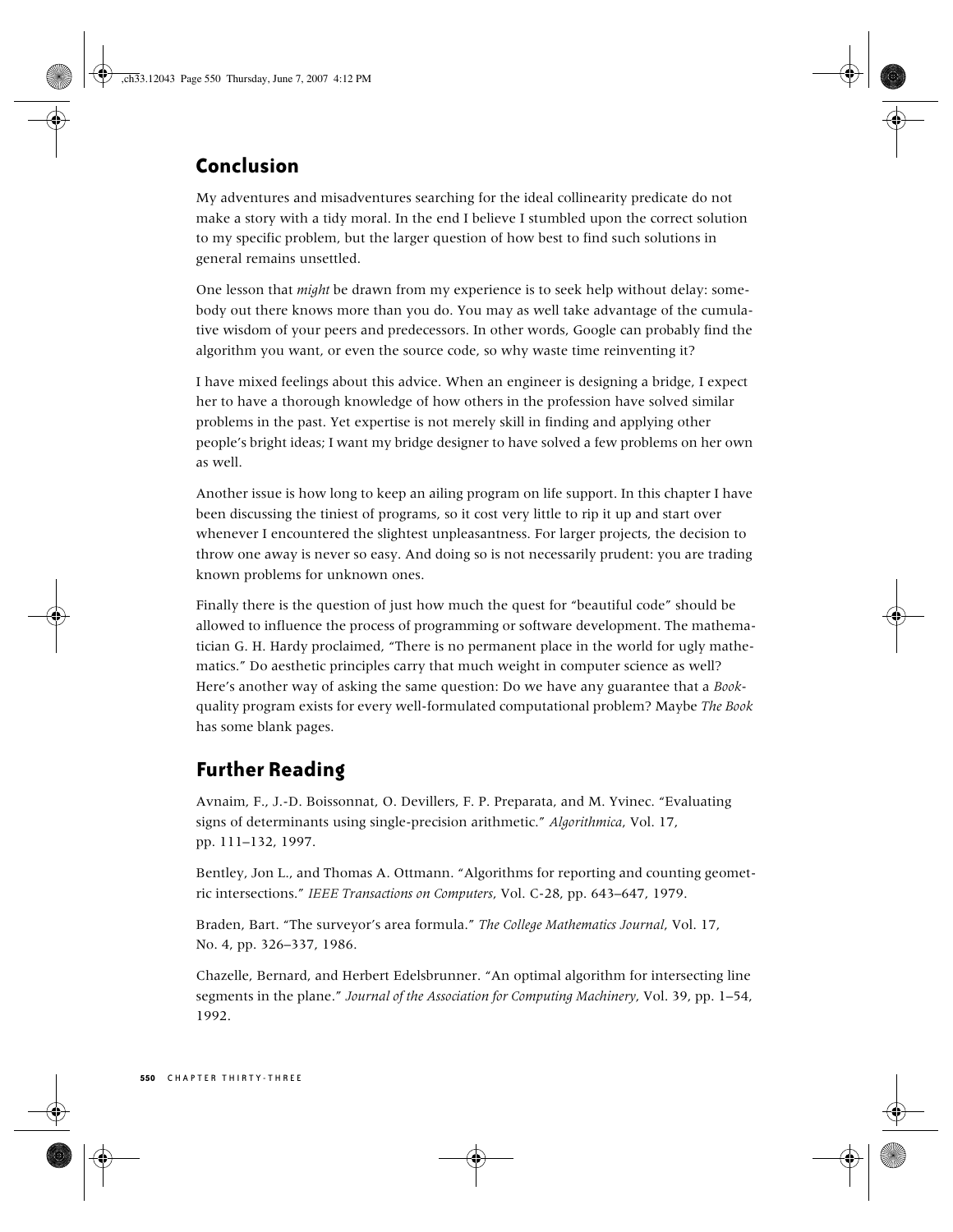## Conclusion

My adventures and misadventures searching for the ideal collinearity predicate do not make a story with a tidy moral. In the end I believe I stumbled upon the correct solution to my specific problem, but the larger question of how best to find such solutions in general remains unsettled.

One lesson that *might* be drawn from my experience is to seek help without delay: somebody out there knows more than you do. You may as well take advantage of the cumulative wisdom of your peers and predecessors. In other words, Google can probably find the algorithm you want, or even the source code, so why waste time reinventing it?

I have mixed feelings about this advice. When an engineer is designing a bridge, I expect her to have a thorough knowledge of how others in the profession have solved similar problems in the past. Yet expertise is not merely skill in finding and applying other people's bright ideas; I want my bridge designer to have solved a few problems on her own as well.

Another issue is how long to keep an ailing program on life support. In this chapter I have been discussing the tiniest of programs, so it cost very little to rip it up and start over whenever I encountered the slightest unpleasantness. For larger projects, the decision to throw one away is never so easy. And doing so is not necessarily prudent: you are trading known problems for unknown ones.

Finally there is the question of just how much the quest for "beautiful code" should be allowed to influence the process of programming or software development. The mathematician G. H. Hardy proclaimed, "There is no permanent place in the world for ugly mathematics." Do aesthetic principles carry that much weight in computer science as well? Here's another way of asking the same question: Do we have any guarantee that a *Book*-quality program exists for every well-formulated computational problem? Maybe *The Book* has some blank pages.

## Further Reading

Avnaim, F., J.-D. Boissonnat, O. Devillers, F. P. Preparata, and M. Yvinec. "Evaluating signs of determinants using single-precision arithmetic." *Algorithmica*, Vol. 17, pp. 111–132, 1997.

Bentley, Jon L., and Thomas A. Ottmann. "Algorithms for reporting and counting geometric intersections." *IEEE Transactions on Computers*, Vol. C-28, pp. 643–647, 1979.

Braden, Bart. "The surveyor's area formula." *The College Mathematics Journal*, Vol. 17, No. 4, pp. 326–337, 1986.

Chazelle, Bernard, and Herbert Edelsbrunner. "An optimal algorithm for intersecting line segments in the plane." *Journal of the Association for Computing Machinery*, Vol. 39, pp. 1–54, 1992.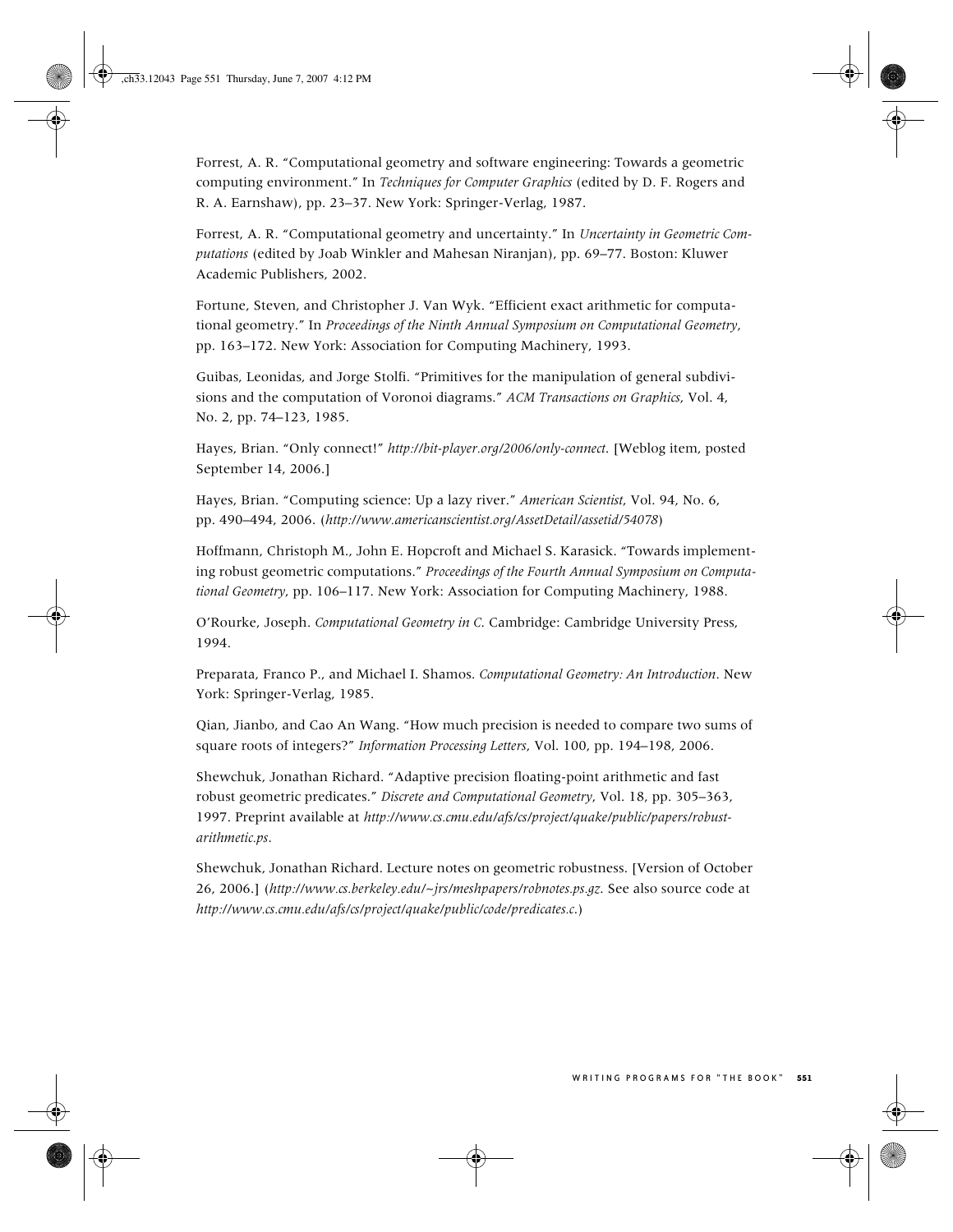Forrest, A. R. "Computational geometry and software engineering: Towards a geometric computing environment." In *Techniques for Computer Graphics* (edited by D. F. Rogers and R. A. Earnshaw), pp. 23–37. New York: Springer-Verlag, 1987.

Forrest, A. R. "Computational geometry and uncertainty." In *Uncertainty in Geometric Computations* (edited by Joab Winkler and Mahesan Niranjan), pp. 69–77. Boston: Kluwer Academic Publishers, 2002.

Fortune, Steven, and Christopher J. Van Wyk. "Efficient exact arithmetic for computational geometry." In *Proceedings of the Ninth Annual Symposium on Computational Geometry*, pp. 163–172. New York: Association for Computing Machinery, 1993.

Guibas, Leonidas, and Jorge Stolfi. "Primitives for the manipulation of general subdivisions and the computation of Voronoi diagrams." *ACM Transactions on Graphics*, Vol. 4, No. 2, pp. 74–123, 1985.

Hayes, Brian. "Only connect!" *http://bit-player.org/2006/only-connect*. [Weblog item, posted September 14, 2006.]

Hayes, Brian. "Computing science: Up a lazy river." *American Scientist*, Vol. 94, No. 6, pp. 490–494, 2006. (*http://www.americanscientist.org/AssetDetail/assetid/54078*)

Hoffmann, Christoph M., John E. Hopcroft and Michael S. Karasick. "Towards implementing robust geometric computations." *Proceedings of the Fourth Annual Symposium on Computational Geometry*, pp. 106–117. New York: Association for Computing Machinery, 1988.

O'Rourke, Joseph. *Computational Geometry in C*. Cambridge: Cambridge University Press, 1994.

Preparata, Franco P., and Michael I. Shamos. *Computational Geometry: An Introduction*. New York: Springer-Verlag, 1985.

Qian, Jianbo, and Cao An Wang. "How much precision is needed to compare two sums of square roots of integers?" *Information Processing Letters*, Vol. 100, pp. 194–198, 2006.

Shewchuk, Jonathan Richard. "Adaptive precision floating-point arithmetic and fast robust geometric predicates." *Discrete and Computational Geometry*, Vol. 18, pp. 305–363, 1997. Preprint available at *http://www.cs.cmu.edu/afs/cs/project/quake/public/papers/robust-arithmetic.ps*.

Shewchuk, Jonathan Richard. Lecture notes on geometric robustness. [Version of October 26, 2006.] (*http://www.cs.berkeley.edu/~jrs/meshpapers/robnotes.ps.gz*. See also source code at *http://www.cs.cmu.edu/afs/cs/project/quake/public/code/predicates.c*.)